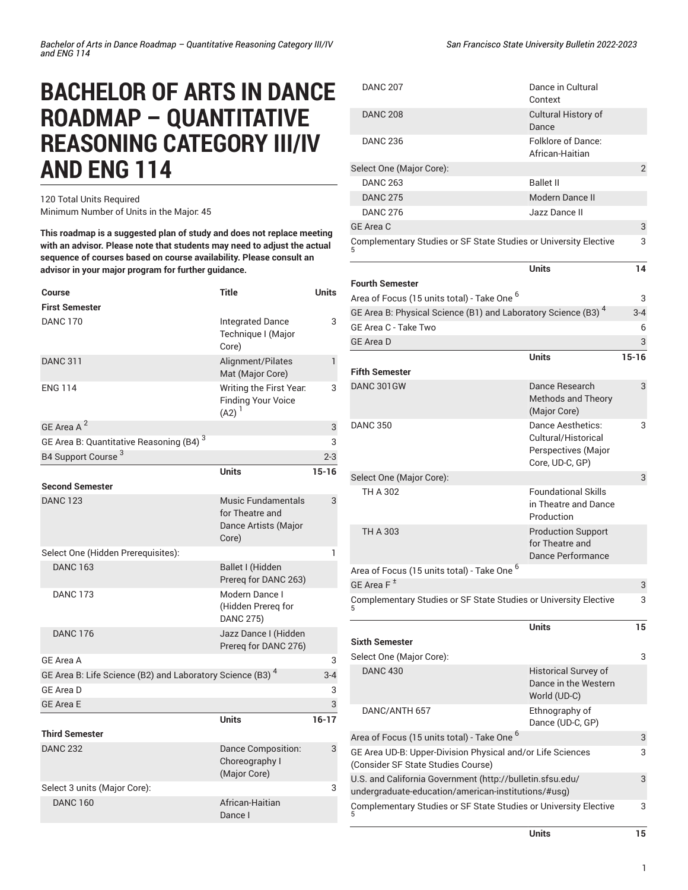# BACHELOR OF ARTS IN DANCE ROADMAP – QUANTITATIVE REASONING CATEGORY III/IV AND ENG 114

120 Total Units Required
Minimum Number of Units in the Major: 45

**This roadmap is a suggested plan of study and does not replace meeting with an advisor. Please note that students may need to adjust the actual sequence of courses based on course availability. Please consult an advisor in your major program for further guidance.**

| Course | Title | Units |
|---|---|---|
| **First Semester** | | |
| DANC 170 | Integrated Dance Technique I (Major Core) | 3 |
| DANC 311 | Alignment/Pilates Mat (Major Core) | 1 |
| ENG 114 | Writing the First Year: Finding Your Voice (A2) [1] | 3 |
| GE Area A [2] | | 3 |
| GE Area B: Quantitative Reasoning (B4) [3] | | 3 |
| B4 Support Course [3] | | 2-3 |
| | **Units** | **15-16** |
| **Second Semester** | | |
| DANC 123 | Music Fundamentals for Theatre and Dance Artists (Major Core) | 3 |
| Select One (Hidden Prerequisites): | | 1 |
| DANC 163 | Ballet I (Hidden Prereq for DANC 263) | |
| DANC 173 | Modern Dance I (Hidden Prereq for DANC 275) | |
| DANC 176 | Jazz Dance I (Hidden Prereq for DANC 276) | |
| GE Area A | | 3 |
| GE Area B: Life Science (B2) and Laboratory Science (B3) [4] | | 3-4 |
| GE Area D | | 3 |
| GE Area E | | 3 |
| | **Units** | **16-17** |
| **Third Semester** | | |
| DANC 232 | Dance Composition: Choreography I (Major Core) | 3 |
| Select 3 units (Major Core): | | 3 |
| DANC 160 | African-Haitian Dance I | |
| DANC 207 | Dance in Cultural Context | |
| DANC 208 | Cultural History of Dance | |
| DANC 236 | Folklore of Dance: African-Haitian | |
| Select One (Major Core): | | 2 |
| DANC 263 | Ballet II | |
| DANC 275 | Modern Dance II | |
| DANC 276 | Jazz Dance II | |
| GE Area C | | 3 |
| Complementary Studies or SF State Studies or University Elective [5] | | 3 |
| | **Units** | **14** |
| **Fourth Semester** | | |
| Area of Focus (15 units total) - Take One [6] | | 3 |
| GE Area B: Physical Science (B1) and Laboratory Science (B3) [4] | | 3-4 |
| GE Area C - Take Two | | 6 |
| GE Area D | | 3 |
| | **Units** | **15-16** |
| **Fifth Semester** | | |
| DANC 301GW | Dance Research Methods and Theory (Major Core) | 3 |
| DANC 350 | Dance Aesthetics: Cultural/Historical Perspectives (Major Core, UD-C, GP) | 3 |
| Select One (Major Core): | | 3 |
| TH A 302 | Foundational Skills in Theatre and Dance Production | |
| TH A 303 | Production Support for Theatre and Dance Performance | |
| Area of Focus (15 units total) - Take One [6] | | |
| GE Area F [±] | | 3 |
| Complementary Studies or SF State Studies or University Elective [5] | | 3 |
| | **Units** | **15** |
| **Sixth Semester** | | |
| Select One (Major Core): | | 3 |
| DANC 430 | Historical Survey of Dance in the Western World (UD-C) | |
| DANC/ANTH 657 | Ethnography of Dance (UD-C, GP) | |
| Area of Focus (15 units total) - Take One [6] | | 3 |
| GE Area UD-B: Upper-Division Physical and/or Life Sciences (Consider SF State Studies Course) | | 3 |
| U.S. and California Government (http://bulletin.sfsu.edu/undergraduate-education/american-institutions/#usg) | | 3 |
| Complementary Studies or SF State Studies or University Elective [5] | | 3 |
| | **Units** | **15** |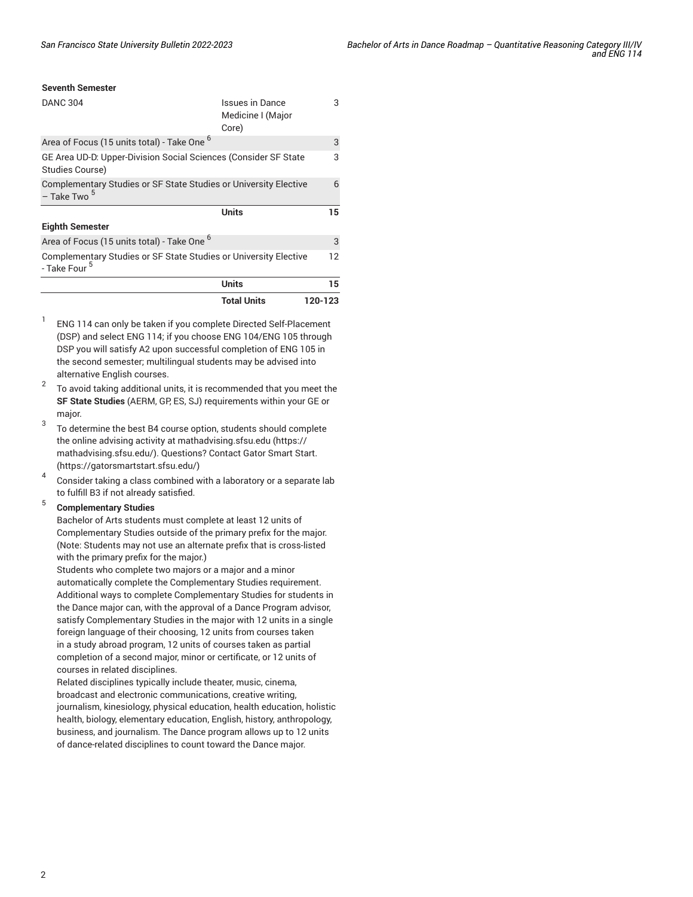| Seventh Semester | | |
|---|---|---|
| DANC 304 | Issues in Dance Medicine I (Major Core) | 3 |
| Area of Focus (15 units total) - Take One [6] | | 3 |
| GE Area UD-D: Upper-Division Social Sciences (Consider SF State Studies Course) | | 3 |
| Complementary Studies or SF State Studies or University Elective – Take Two [5] | | 6 |
| | **Units** | **15** |
| **Eighth Semester** | | |
| Area of Focus (15 units total) - Take One [6] | | 3 |
| Complementary Studies or SF State Studies or University Elective - Take Four [5] | | 12 |
| | **Units** | **15** |
| | **Total Units** | **120-123** |

1. ENG 114 can only be taken if you complete Directed Self-Placement (DSP) and select ENG 114; if you choose ENG 104/ENG 105 through DSP you will satisfy A2 upon successful completion of ENG 105 in the second semester; multilingual students may be advised into alternative English courses.
2. To avoid taking additional units, it is recommended that you meet the **SF State Studies** (AERM, GP, ES, SJ) requirements within your GE or major.
3. To determine the best B4 course option, students should complete the online advising activity at mathadvising.sfsu.edu (https://mathadvising.sfsu.edu/). Questions? Contact Gator Smart Start. (https://gatorsmartstart.sfsu.edu/)
4. Consider taking a class combined with a laboratory or a separate lab to fulfill B3 if not already satisfied.
5. **Complementary Studies**
   Bachelor of Arts students must complete at least 12 units of Complementary Studies outside of the primary prefix for the major. (Note: Students may not use an alternate prefix that is cross-listed with the primary prefix for the major.)
   Students who complete two majors or a major and a minor automatically complete the Complementary Studies requirement. Additional ways to complete Complementary Studies for students in the Dance major can, with the approval of a Dance Program advisor, satisfy Complementary Studies in the major with 12 units in a single foreign language of their choosing, 12 units from courses taken in a study abroad program, 12 units of courses taken as partial completion of a second major, minor or certificate, or 12 units of courses in related disciplines.
   Related disciplines typically include theater, music, cinema, broadcast and electronic communications, creative writing, journalism, kinesiology, physical education, health education, holistic health, biology, elementary education, English, history, anthropology, business, and journalism. The Dance program allows up to 12 units of dance-related disciplines to count toward the Dance major.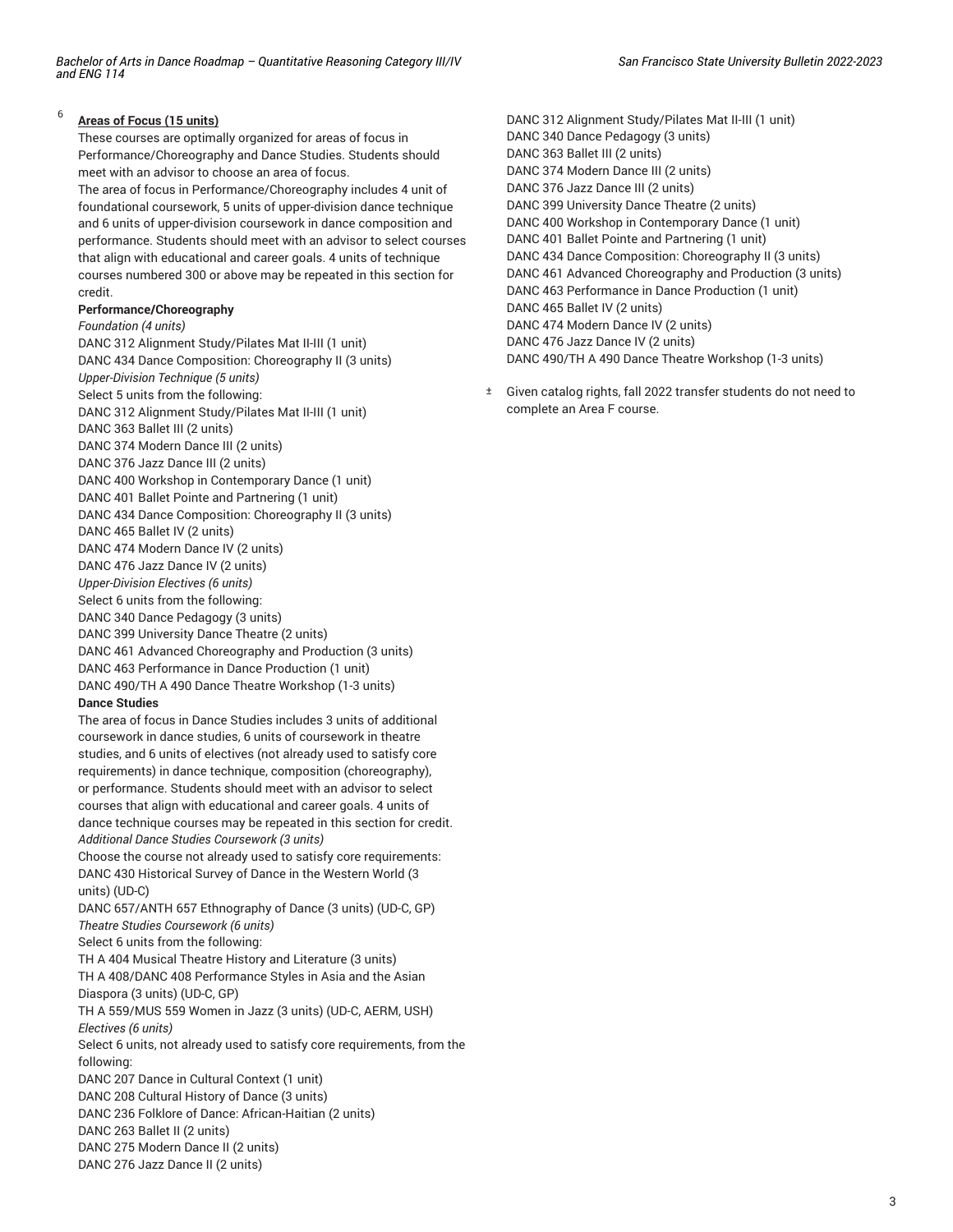[6] **Areas of Focus (15 units)**

These courses are optimally organized for areas of focus in Performance/Choreography and Dance Studies. Students should meet with an advisor to choose an area of focus.

The area of focus in Performance/Choreography includes 4 unit of foundational coursework, 5 units of upper-division dance technique and 6 units of upper-division coursework in dance composition and performance. Students should meet with an advisor to select courses that align with educational and career goals. 4 units of technique courses numbered 300 or above may be repeated in this section for credit.

**Performance/Choreography**

*Foundation (4 units)*

DANC 312 Alignment Study/Pilates Mat II-III (1 unit)
DANC 434 Dance Composition: Choreography II (3 units)

*Upper-Division Technique (5 units)*

Select 5 units from the following:
DANC 312 Alignment Study/Pilates Mat II-III (1 unit)
DANC 363 Ballet III (2 units)
DANC 374 Modern Dance III (2 units)
DANC 376 Jazz Dance III (2 units)
DANC 400 Workshop in Contemporary Dance (1 unit)
DANC 401 Ballet Pointe and Partnering (1 unit)
DANC 434 Dance Composition: Choreography II (3 units)
DANC 465 Ballet IV (2 units)
DANC 474 Modern Dance IV (2 units)
DANC 476 Jazz Dance IV (2 units)

*Upper-Division Electives (6 units)*

Select 6 units from the following:
DANC 340 Dance Pedagogy (3 units)
DANC 399 University Dance Theatre (2 units)
DANC 461 Advanced Choreography and Production (3 units)
DANC 463 Performance in Dance Production (1 unit)
DANC 490/TH A 490 Dance Theatre Workshop (1-3 units)

**Dance Studies**

The area of focus in Dance Studies includes 3 units of additional coursework in dance studies, 6 units of coursework in theatre studies, and 6 units of electives (not already used to satisfy core requirements) in dance technique, composition (choreography), or performance. Students should meet with an advisor to select courses that align with educational and career goals. 4 units of dance technique courses may be repeated in this section for credit.

*Additional Dance Studies Coursework (3 units)*

Choose the course not already used to satisfy core requirements:
DANC 430 Historical Survey of Dance in the Western World (3 units) (UD-C)
DANC 657/ANTH 657 Ethnography of Dance (3 units) (UD-C, GP)

*Theatre Studies Coursework (6 units)*

Select 6 units from the following:
TH A 404 Musical Theatre History and Literature (3 units)
TH A 408/DANC 408 Performance Styles in Asia and the Asian Diaspora (3 units) (UD-C, GP)
TH A 559/MUS 559 Women in Jazz (3 units) (UD-C, AERM, USH)

*Electives (6 units)*

Select 6 units, not already used to satisfy core requirements, from the following:
DANC 207 Dance in Cultural Context (1 unit)
DANC 208 Cultural History of Dance (3 units)
DANC 236 Folklore of Dance: African-Haitian (2 units)
DANC 263 Ballet II (2 units)
DANC 275 Modern Dance II (2 units)
DANC 276 Jazz Dance II (2 units)
DANC 312 Alignment Study/Pilates Mat II-III (1 unit)
DANC 340 Dance Pedagogy (3 units)
DANC 363 Ballet III (2 units)
DANC 374 Modern Dance III (2 units)
DANC 376 Jazz Dance III (2 units)
DANC 399 University Dance Theatre (2 units)
DANC 400 Workshop in Contemporary Dance (1 unit)
DANC 401 Ballet Pointe and Partnering (1 unit)
DANC 434 Dance Composition: Choreography II (3 units)
DANC 461 Advanced Choreography and Production (3 units)
DANC 463 Performance in Dance Production (1 unit)
DANC 465 Ballet IV (2 units)
DANC 474 Modern Dance IV (2 units)
DANC 476 Jazz Dance IV (2 units)
DANC 490/TH A 490 Dance Theatre Workshop (1-3 units)

± Given catalog rights, fall 2022 transfer students do not need to complete an Area F course.